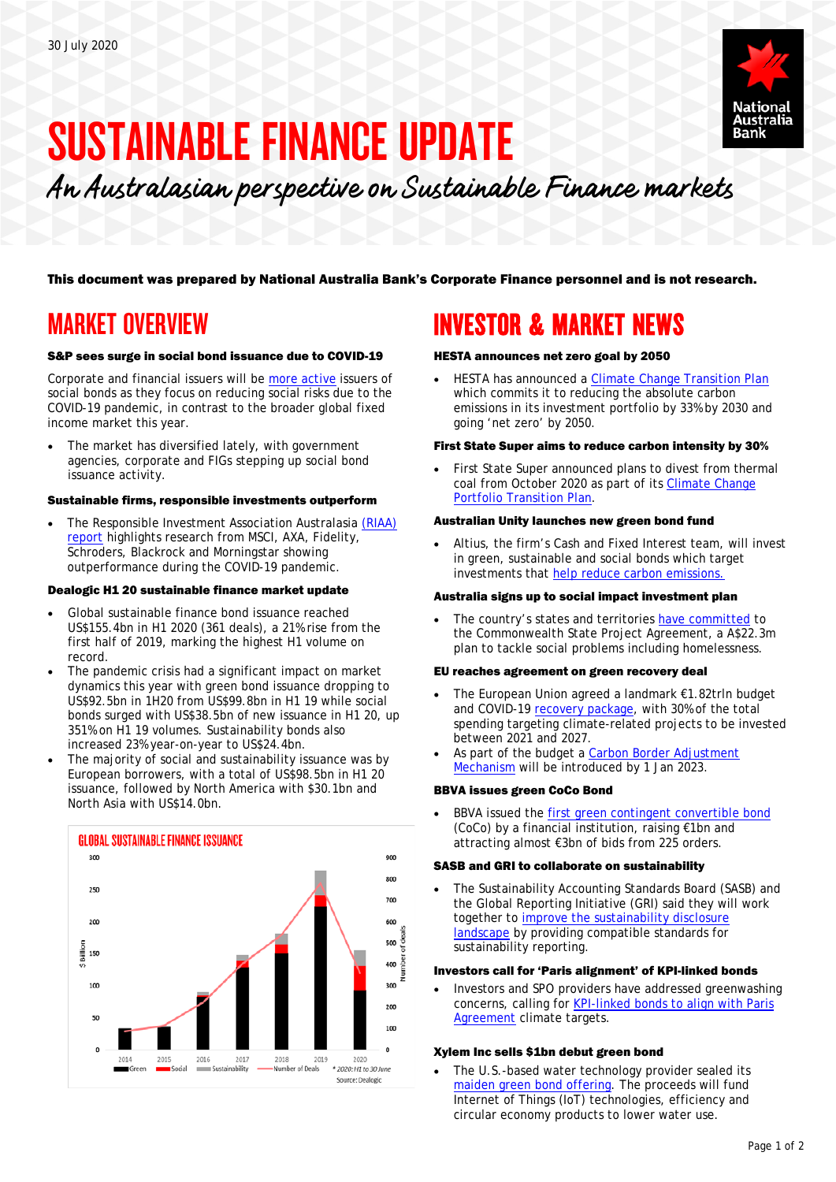30 July 2020

# SUSTAINABLE FINANCE UPDATE

*An Australasian perspective on Sustainable Finance markets*

**This document was prepared by National Australia Bank's Corporate Finance personnel and is not research.**

## MARKET OVERVIEW

### S&P sees surge in social bond issuance due to COVID-19

Corporate and financial issuers will be more active issuers of social bonds as they focus on reducing social risks due to the COVID-19 pandemic, in contrast to the broader global fixed income market this year.

- The market has diversified lately, with government agencies, corporate and FIGs stepping up social bond issuance activity.

### Sustainable firms, responsible investments outperform

- The Responsible Investment Association Australasia (RIAA) report highlights research from MSCI, AXA, Fidelity, Schroders, Blackrock and Morningstar showing outperformance during the COVID-19 pandemic.

### Dealogic H1 20 sustainable finance market update

- Global sustainable finance bond issuance reached US$155.4bn in H1 2020 (361 deals), a 21% rise from the first half of 2019, marking the highest H1 volume on record.
- The pandemic crisis had a significant impact on market dynamics this year with green bond issuance dropping to US$92.5bn in 1H20 from US$99.8bn in H1 19 while social bonds surged with US$38.5bn of new issuance in H1 20, up 351% on H1 19 volumes. Sustainability bonds also increased 23% year-on-year to US$24.4bn.
- The majority of social and sustainability issuance was by European borrowers, with a total of US$98.5bn in H1 20 issuance, followed by North America with $30.1bn and North Asia with US$14.0bn.

**GLOBAL SUSTAINABLE FINANCE ISSUANCE**

*2020: H1 to 30 June*

Source: Dealogic

## INVESTOR & MARKET NEWS

### HESTA announces net zero goal by 2050

- HESTA has announced a Climate Change Transition Plan which commits it to reducing the absolute carbon emissions in its investment portfolio by 33% by 2030 and going 'net zero' by 2050.

### First State Super aims to reduce carbon intensity by 30%

- First State Super announced plans to divest from thermal coal from October 2020 as part of its Climate Change Portfolio Transition Plan.

### Australian Unity launches new green bond fund

- Altius, the firm's Cash and Fixed Interest team, will invest in green, sustainable and social bonds which target investments that help reduce carbon emissions.

### Australia signs up to social impact investment plan

- The country's states and territories have committed to the Commonwealth State Project Agreement, a A$22.3m plan to tackle social problems including homelessness.

### EU reaches agreement on green recovery deal

- The European Union agreed a landmark €1.82trln budget and COVID-19 recovery package, with 30% of the total spending targeting climate-related projects to be invested between 2021 and 2027.
- As part of the budget a Carbon Border Adjustment Mechanism will be introduced by 1 Jan 2023.

### BBVA issues green CoCo Bond

- BBVA issued the first green contingent convertible bond (CoCo) by a financial institution, raising €1bn and attracting almost €3bn of bids from 225 orders.

### SASB and GRI to collaborate on sustainability

- The Sustainability Accounting Standards Board (SASB) and the Global Reporting Initiative (GRI) said they will work together to improve the sustainability disclosure landscape by providing compatible standards for sustainability reporting.

### Investors call for 'Paris alignment' of KPI-linked bonds

- Investors and SPO providers have addressed greenwashing concerns, calling for KPI-linked bonds to align with Paris Agreement climate targets.

### Xylem Inc sells $1bn debut green bond

- The U.S.-based water technology provider sealed its maiden green bond offering. The proceeds will fund Internet of Things (IoT) technologies, efficiency and circular economy products to lower water use.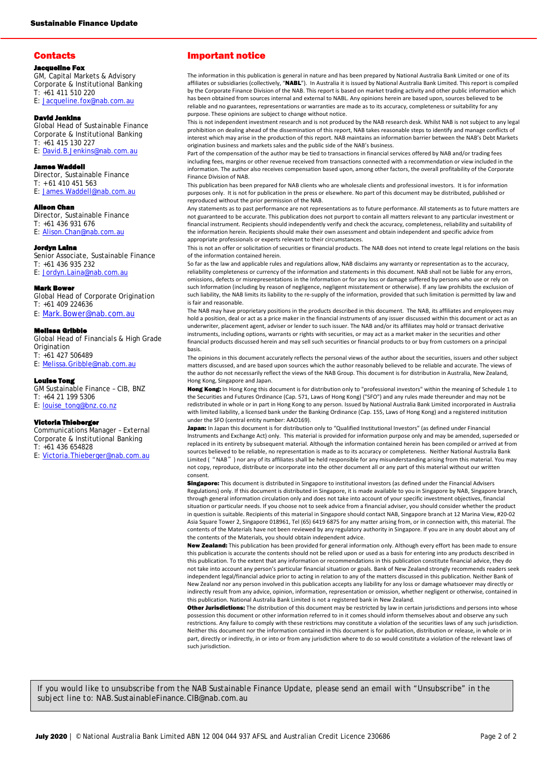## Contacts

**Jacqueline Fox**
GM, Capital Markets & Advisory
Corporate & Institutional Banking
T: +61 411 510 220
E: Jacqueline.fox@nab.com.au

**David Jenkins**
Global Head of Sustainable Finance
Corporate & Institutional Banking
T: +61 415 130 227
E: David.B.Jenkins@nab.com.au

**James Waddell**
Director, Sustainable Finance
T: +61 410 451 563
E: James.Waddell@nab.com.au

**Alison Chan**
Director, Sustainable Finance
T: +61 436 931 676
E: Alison.Chan@nab.com.au

**Jordyn Laina**
Senior Associate, Sustainable Finance
T: +61 436 935 232
E: Jordyn.Laina@nab.com.au

**Mark Bower**
Global Head of Corporate Origination
T: +61 409 224636
E: Mark.Bower@nab.com.au

**Melissa Gribble**
Global Head of Financials & High Grade Origination
T: +61 427 506489
E: Melissa.Gribble@nab.com.au

**Louise Tong**
GM Sustainable Finance – CIB, BNZ
T: +64 21 199 5306
E: louise_tong@bnz.co.nz

**Victoria Thieberger**
Communications Manager – External
Corporate & Institutional Banking
T: +61 436 654828
E: Victoria.Thieberger@nab.com.au

## Important notice

The information in this publication is general in nature and has been prepared by National Australia Bank Limited or one of its affiliates or subsidiaries (collectively, "**NABL**"). In Australia it is issued by National Australia Bank Limited. This report is compiled by the Corporate Finance Division of the NAB. This report is based on market trading activity and other public information which has been obtained from sources internal and external to NABL. Any opinions herein are based upon, sources believed to be reliable and no guarantees, representations or warranties are made as to its accuracy, completeness or suitability for any purpose. These opinions are subject to change without notice.

This is not independent investment research and is not produced by the NAB research desk. Whilst NAB is not subject to any legal prohibition on dealing ahead of the dissemination of this report, NAB takes reasonable steps to identify and manage conflicts of interest which may arise in the production of this report. NAB maintains an information barrier between the NAB's Debt Markets origination business and markets sales and the public side of the NAB's business.

Part of the compensation of the author may be tied to transactions in financial services offered by NAB and/or trading fees including fees, margins or other revenue received from transactions connected with a recommendation or view included in the information. The author also receives compensation based upon, among other factors, the overall profitability of the Corporate Finance Division of NAB.

This publication has been prepared for NAB clients who are wholesale clients and professional investors. It is for information purposes only. It is not for publication in the press or elsewhere. No part of this document may be distributed, published or reproduced without the prior permission of the NAB.

Any statements as to past performance are not representations as to future performance. All statements as to future matters are not guaranteed to be accurate. This publication does not purport to contain all matters relevant to any particular investment or financial instrument. Recipients should independently verify and check the accuracy, completeness, reliability and suitability of the information herein. Recipients should make their own assessment and obtain independent and specific advice from appropriate professionals or experts relevant to their circumstances.

This is not an offer or solicitation of securities or financial products. The NAB does not intend to create legal relations on the basis of the information contained herein.

So far as the law and applicable rules and regulations allow, NAB disclaims any warranty or representation as to the accuracy, reliability completeness or currency of the information and statements in this document. NAB shall not be liable for any errors, omissions, defects or misrepresentations in the Information or for any loss or damage suffered by persons who use or rely on such Information (including by reason of negligence, negligent misstatement or otherwise). If any law prohibits the exclusion of such liability, the NAB limits its liability to the re-supply of the information, provided that such limitation is permitted by law and is fair and reasonable.

The NAB may have proprietary positions in the products described in this document. The NAB, its affiliates and employees may hold a position, deal or act as a price maker in the financial instruments of any issuer discussed within this document or act as an underwriter, placement agent, adviser or lender to such issuer. The NAB and/or its affiliates may hold or transact derivative instruments, including options, warrants or rights with securities, or may act as a market maker in the securities and other financial products discussed herein and may sell such securities or financial products to or buy from customers on a principal basis.

The opinions in this document accurately reflects the personal views of the author about the securities, issuers and other subject matters discussed, and are based upon sources which the author reasonably believed to be reliable and accurate. The views of the author do not necessarily reflect the views of the NAB Group. This document is for distribution in Australia, New Zealand, Hong Kong, Singapore and Japan.

**Hong Kong:** In Hong Kong this document is for distribution only to "professional investors" within the meaning of Schedule 1 to the Securities and Futures Ordinance (Cap. 571, Laws of Hong Kong) ("SFO") and any rules made thereunder and may not be redistributed in whole or in part in Hong Kong to any person. Issued by National Australia Bank Limited incorporated in Australia with limited liability, a licensed bank under the Banking Ordinance (Cap. 155, Laws of Hong Kong) and a registered institution under the SFO (central entity number: AAO169).

**Japan:** In Japan this document is for distribution only to "Qualified Institutional Investors" (as defined under Financial Instruments and Exchange Act) only. This material is provided for information purpose only and may be amended, superseded or replaced in its entirety by subsequent material. Although the information contained herein has been compiled or arrived at from sources believed to be reliable, no representation is made as to its accuracy or completeness. Neither National Australia Bank Limited (“NAB”) nor any of its affiliates shall be held responsible for any misunderstanding arising from this material. You may not copy, reproduce, distribute or incorporate into the other document all or any part of this material without our written consent.

**Singapore:** This document is distributed in Singapore to institutional investors (as defined under the Financial Advisers Regulations) only. If this document is distributed in Singapore, it is made available to you in Singapore by NAB, Singapore branch, through general information circulation only and does not take into account of your specific investment objectives, financial situation or particular needs. If you choose not to seek advice from a financial adviser, you should consider whether the product in question is suitable. Recipients of this material in Singapore should contact NAB, Singapore branch at 12 Marina View, #20-02 Asia Square Tower 2, Singapore 018961, Tel (65) 6419 6875 for any matter arising from, or in connection with, this material. The contents of the Materials have not been reviewed by any regulatory authority in Singapore. If you are in any doubt about any of the contents of the Materials, you should obtain independent advice.

**New Zealand:** This publication has been provided for general information only. Although every effort has been made to ensure this publication is accurate the contents should not be relied upon or used as a basis for entering into any products described in this publication. To the extent that any information or recommendations in this publication constitute financial advice, they do not take into account any person's particular financial situation or goals. Bank of New Zealand strongly recommends readers seek independent legal/financial advice prior to acting in relation to any of the matters discussed in this publication. Neither Bank of New Zealand nor any person involved in this publication accepts any liability for any loss or damage whatsoever may directly or indirectly result from any advice, opinion, information, representation or omission, whether negligent or otherwise, contained in this publication. National Australia Bank Limited is not a registered bank in New Zealand.

**Other Jurisdictions:** The distribution of this document may be restricted by law in certain jurisdictions and persons into whose possession this document or other information referred to in it comes should inform themselves about and observe any such restrictions. Any failure to comply with these restrictions may constitute a violation of the securities laws of any such jurisdiction. Neither this document nor the information contained in this document is for publication, distribution or release, in whole or in part, directly or indirectly, in or into or from any jurisdiction where to do so would constitute a violation of the relevant laws of such jurisdiction.

*If you would like to unsubscribe from the NAB Sustainable Finance Update, please send an email with "Unsubscribe" in the subject line to: NAB.SustainableFinance.CIB@nab.com.au*

**July 2020** | © National Australia Bank Limited ABN 12 004 044 937 AFSL and Australian Credit Licence 230686